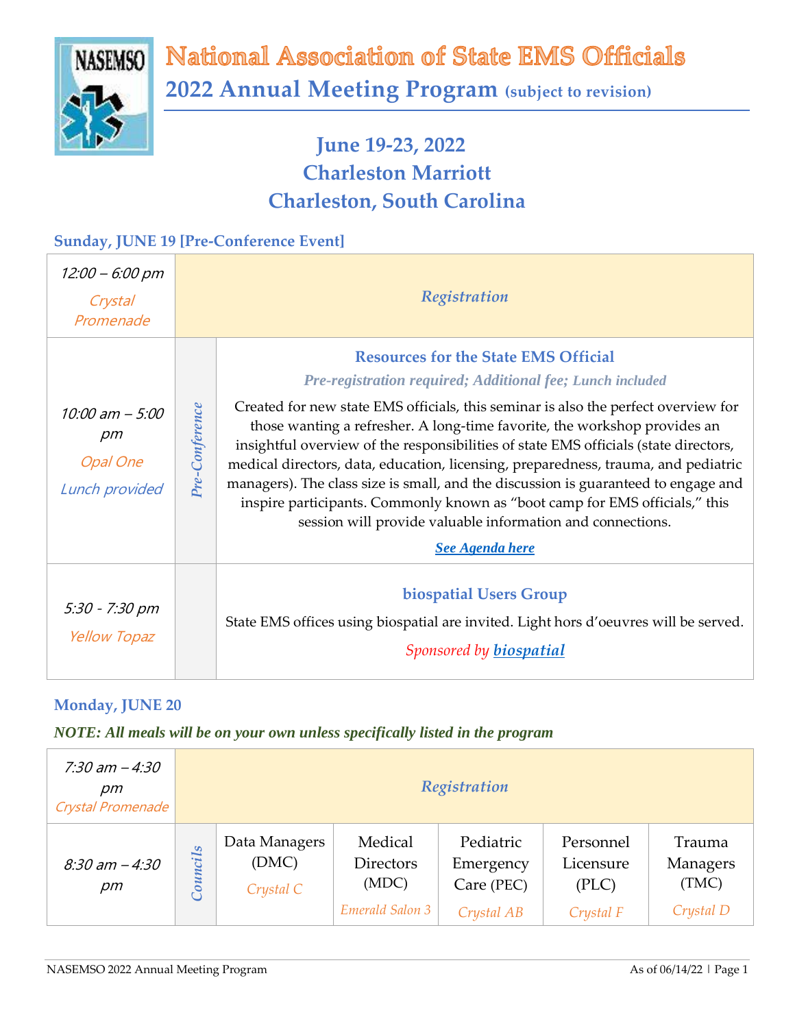# National Association of State EMS Officials

## 2022 Annual Meeting Program (subject to revision)

### June 19-23, 2022
### Charleston Marriott
### Charleston, South Carolina

## Sunday, JUNE 19 [Pre-Conference Event]

| Time / Location | | Event |
|---|---|---|
| 12:00 – 6:00 pm<br>Crystal Promenade | | *Registration* |
| 10:00 am – 5:00 pm<br>Opal One<br>Lunch provided | *Pre-Conference* | **Resources for the State EMS Official**<br>*Pre-registration required; Additional fee; Lunch included*<br>Created for new state EMS officials, this seminar is also the perfect overview for those wanting a refresher. A long-time favorite, the workshop provides an insightful overview of the responsibilities of state EMS officials (state directors, medical directors, data, education, licensing, preparedness, trauma, and pediatric managers). The class size is small, and the discussion is guaranteed to engage and inspire participants. Commonly known as "boot camp for EMS officials," this session will provide valuable information and connections.<br>***See Agenda here*** |
| 5:30 - 7:30 pm<br>Yellow Topaz | | **biospatial Users Group**<br>State EMS offices using biospatial are invited. Light hors d'oeuvres will be served.<br>*Sponsored by* ***biospatial*** |

## Monday, JUNE 20

***NOTE: All meals will be on your own unless specifically listed in the program***

| Time / Location | | | | | | |
|---|---|---|---|---|---|---|
| 7:30 am – 4:30 pm<br>Crystal Promenade | *Registration* | | | | | |
| 8:30 am – 4:30 pm | *Councils* | Data Managers (DMC)<br>Crystal C | Medical Directors (MDC)<br>Emerald Salon 3 | Pediatric Emergency Care (PEC)<br>Crystal AB | Personnel Licensure (PLC)<br>Crystal F | Trauma Managers (TMC)<br>Crystal D |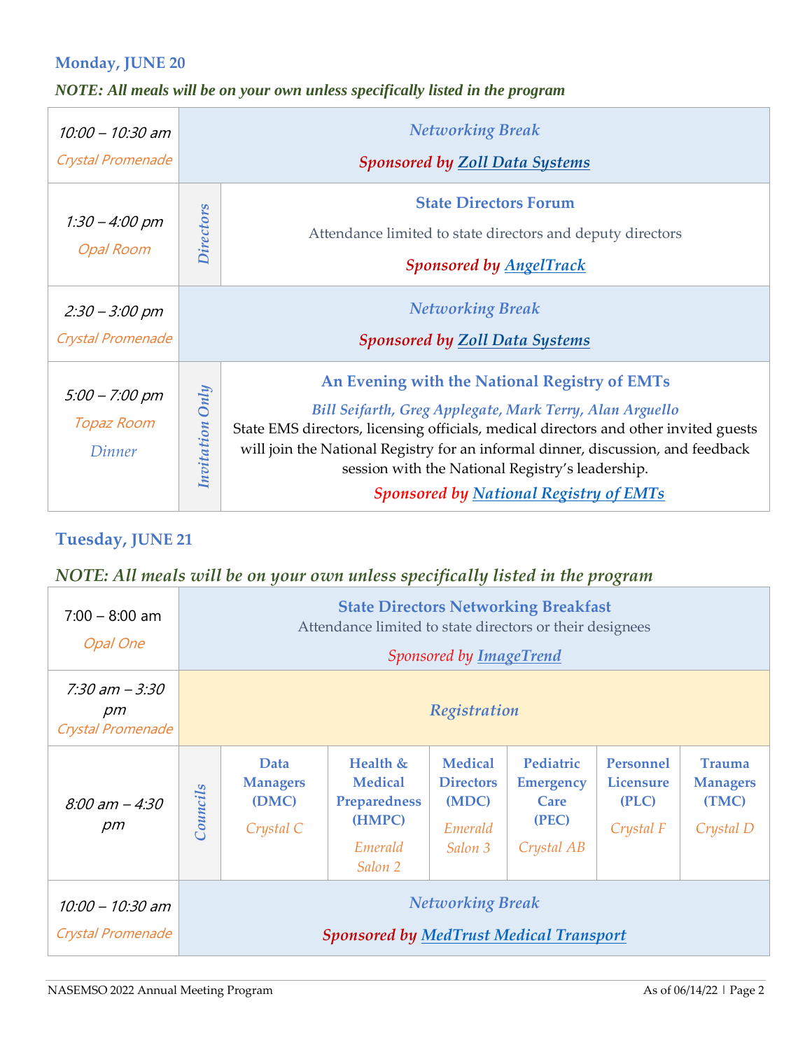### Monday, JUNE 20

***NOTE: All meals will be on your own unless specifically listed in the program***

| Time / Location | | Event |
|---|---|---|
| *10:00 – 10:30 am* *Crystal Promenade* | | *Networking Break* **Sponsored by Zoll Data Systems** |
| *1:30 – 4:00 pm* *Opal Room* | *Directors* | **State Directors Forum** Attendance limited to state directors and deputy directors **Sponsored by AngelTrack** |
| *2:30 – 3:00 pm* *Crystal Promenade* | | *Networking Break* **Sponsored by Zoll Data Systems** |
| *5:00 – 7:00 pm* *Topaz Room* *Dinner* | *Invitation Only* | **An Evening with the National Registry of EMTs** ***Bill Seifarth, Greg Applegate, Mark Terry, Alan Arguello*** State EMS directors, licensing officials, medical directors and other invited guests will join the National Registry for an informal dinner, discussion, and feedback session with the National Registry's leadership. **Sponsored by National Registry of EMTs** |

### Tuesday, JUNE 21

***NOTE: All meals will be on your own unless specifically listed in the program***

| Time / Location | | | | | | | |
|---|---|---|---|---|---|---|---|
| 7:00 – 8:00 am *Opal One* | **State Directors Networking Breakfast** Attendance limited to state directors or their designees *Sponsored by ImageTrend* | | | | | | |
| *7:30 am – 3:30 pm* *Crystal Promenade* | *Registration* | | | | | | |
| *8:00 am – 4:30 pm* | *Councils* | **Data Managers (DMC)** *Crystal C* | **Health & Medical Preparedness (HMPC)** *Emerald Salon 2* | **Medical Directors (MDC)** *Emerald Salon 3* | **Pediatric Emergency Care (PEC)** *Crystal AB* | **Personnel Licensure (PLC)** *Crystal F* | **Trauma Managers (TMC)** *Crystal D* |
| *10:00 – 10:30 am* *Crystal Promenade* | *Networking Break* **Sponsored by MedTrust Medical Transport** | | | | | | |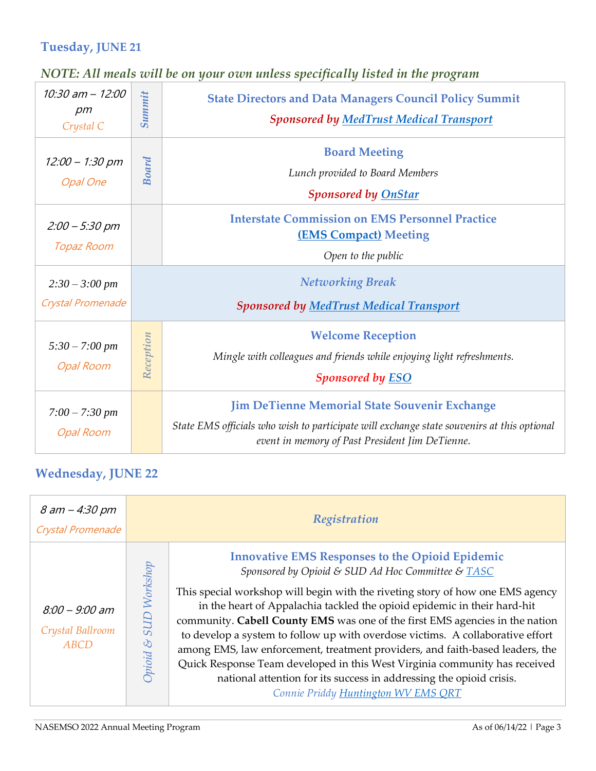## Tuesday, JUNE 21

***NOTE: All meals will be on your own unless specifically listed in the program***

| Time / Location | Track | Session |
|---|---|---|
| *10:30 am – 12:00 pm* *Crystal C* | *Summit* | **State Directors and Data Managers Council Policy Summit** ***Sponsored by MedTrust Medical Transport*** |
| *12:00 – 1:30 pm* *Opal One* | *Board* | **Board Meeting** *Lunch provided to Board Members* ***Sponsored by OnStar*** |
| *2:00 – 5:30 pm* *Topaz Room* | | **Interstate Commission on EMS Personnel Practice (EMS Compact) Meeting** *Open to the public* |
| *2:30 – 3:00 pm* *Crystal Promenade* | | ***Networking Break*** ***Sponsored by MedTrust Medical Transport*** |
| *5:30 – 7:00 pm* *Opal Room* | *Reception* | **Welcome Reception** *Mingle with colleagues and friends while enjoying light refreshments.* ***Sponsored by ESO*** |
| *7:00 – 7:30 pm* *Opal Room* | | **Jim DeTienne Memorial State Souvenir Exchange** *State EMS officials who wish to participate will exchange state souvenirs at this optional event in memory of Past President Jim DeTienne.* |

## Wednesday, JUNE 22

| Time / Location | Track | Session |
|---|---|---|
| *8 am – 4:30 pm* *Crystal Promenade* | | ***Registration*** |
| *8:00 – 9:00 am* *Crystal Ballroom ABCD* | *Opioid & SUD Workshop* | **Innovative EMS Responses to the Opioid Epidemic** *Sponsored by Opioid & SUD Ad Hoc Committee & TASC* This special workshop will begin with the riveting story of how one EMS agency in the heart of Appalachia tackled the opioid epidemic in their hard-hit community. **Cabell County EMS** was one of the first EMS agencies in the nation to develop a system to follow up with overdose victims. A collaborative effort among EMS, law enforcement, treatment providers, and faith-based leaders, the Quick Response Team developed in this West Virginia community has received national attention for its success in addressing the opioid crisis. *Connie Priddy Huntington WV EMS QRT* |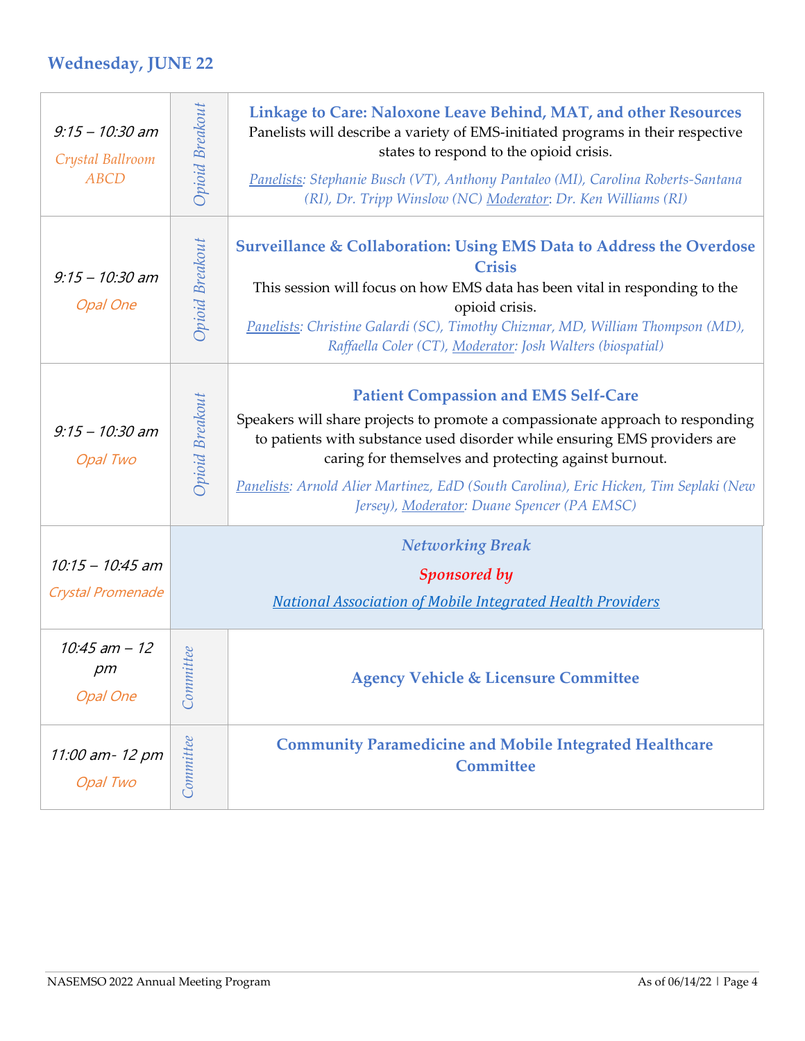## Wednesday, JUNE 22

| Time / Location | Type | Session |
|---|---|---|
| 9:15 – 10:30 am<br>*Crystal Ballroom ABCD* | *Opioid Breakout* | **Linkage to Care: Naloxone Leave Behind, MAT, and other Resources**<br>Panelists will describe a variety of EMS-initiated programs in their respective states to respond to the opioid crisis.<br>*Panelists: Stephanie Busch (VT), Anthony Pantaleo (MI), Carolina Roberts-Santana (RI), Dr. Tripp Winslow (NC) Moderator: Dr. Ken Williams (RI)* |
| 9:15 – 10:30 am<br>*Opal One* | *Opioid Breakout* | **Surveillance & Collaboration: Using EMS Data to Address the Overdose Crisis**<br>This session will focus on how EMS data has been vital in responding to the opioid crisis.<br>*Panelists: Christine Galardi (SC), Timothy Chizmar, MD, William Thompson (MD), Raffaella Coler (CT), Moderator: Josh Walters (biospatial)* |
| 9:15 – 10:30 am<br>*Opal Two* | *Opioid Breakout* | **Patient Compassion and EMS Self-Care**<br>Speakers will share projects to promote a compassionate approach to responding to patients with substance used disorder while ensuring EMS providers are caring for themselves and protecting against burnout.<br>*Panelists: Arnold Alier Martinez, EdD (South Carolina), Eric Hicken, Tim Seplaki (New Jersey), Moderator: Duane Spencer (PA EMSC)* |
| 10:15 – 10:45 am<br>*Crystal Promenade* | | ***Networking Break***<br>***Sponsored by***<br>*National Association of Mobile Integrated Health Providers* |
| 10:45 am – 12 pm<br>*Opal One* | *Committee* | **Agency Vehicle & Licensure Committee** |
| 11:00 am- 12 pm<br>*Opal Two* | *Committee* | **Community Paramedicine and Mobile Integrated Healthcare Committee** |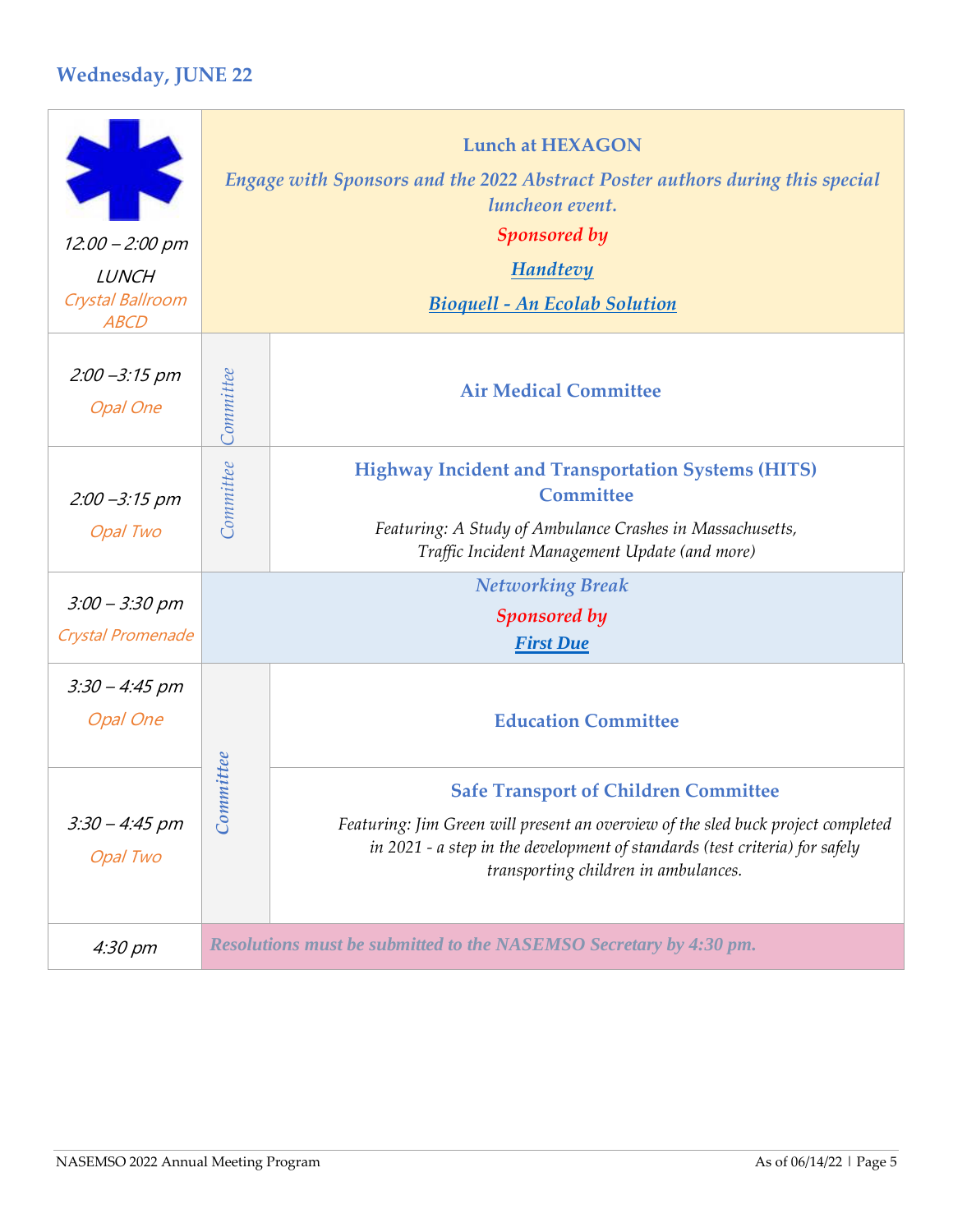## Wednesday, JUNE 22

| Time / Location | Type | Session |
|---|---|---|
| 12:00 – 2:00 pm<br>LUNCH<br>Crystal Ballroom ABCD | | **Lunch at HEXAGON**<br>*Engage with Sponsors and the 2022 Abstract Poster authors during this special luncheon event.*<br>*Sponsored by*<br>**Handtevy**<br>**Bioquell - An Ecolab Solution** |
| 2:00 –3:15 pm<br>Opal One | *Committee* | **Air Medical Committee** |
| 2:00 –3:15 pm<br>Opal Two | *Committee* | **Highway Incident and Transportation Systems (HITS) Committee**<br>*Featuring: A Study of Ambulance Crashes in Massachusetts, Traffic Incident Management Update (and more)* |
| 3:00 – 3:30 pm<br>Crystal Promenade | | *Networking Break*<br>*Sponsored by*<br>**First Due** |
| 3:30 – 4:45 pm<br>Opal One | *Committee* | **Education Committee** |
| 3:30 – 4:45 pm<br>Opal Two | *Committee* | **Safe Transport of Children Committee**<br>*Featuring: Jim Green will present an overview of the sled buck project completed in 2021 - a step in the development of standards (test criteria) for safely transporting children in ambulances.* |
| 4:30 pm | | ***Resolutions must be submitted to the NASEMSO Secretary by 4:30 pm.*** |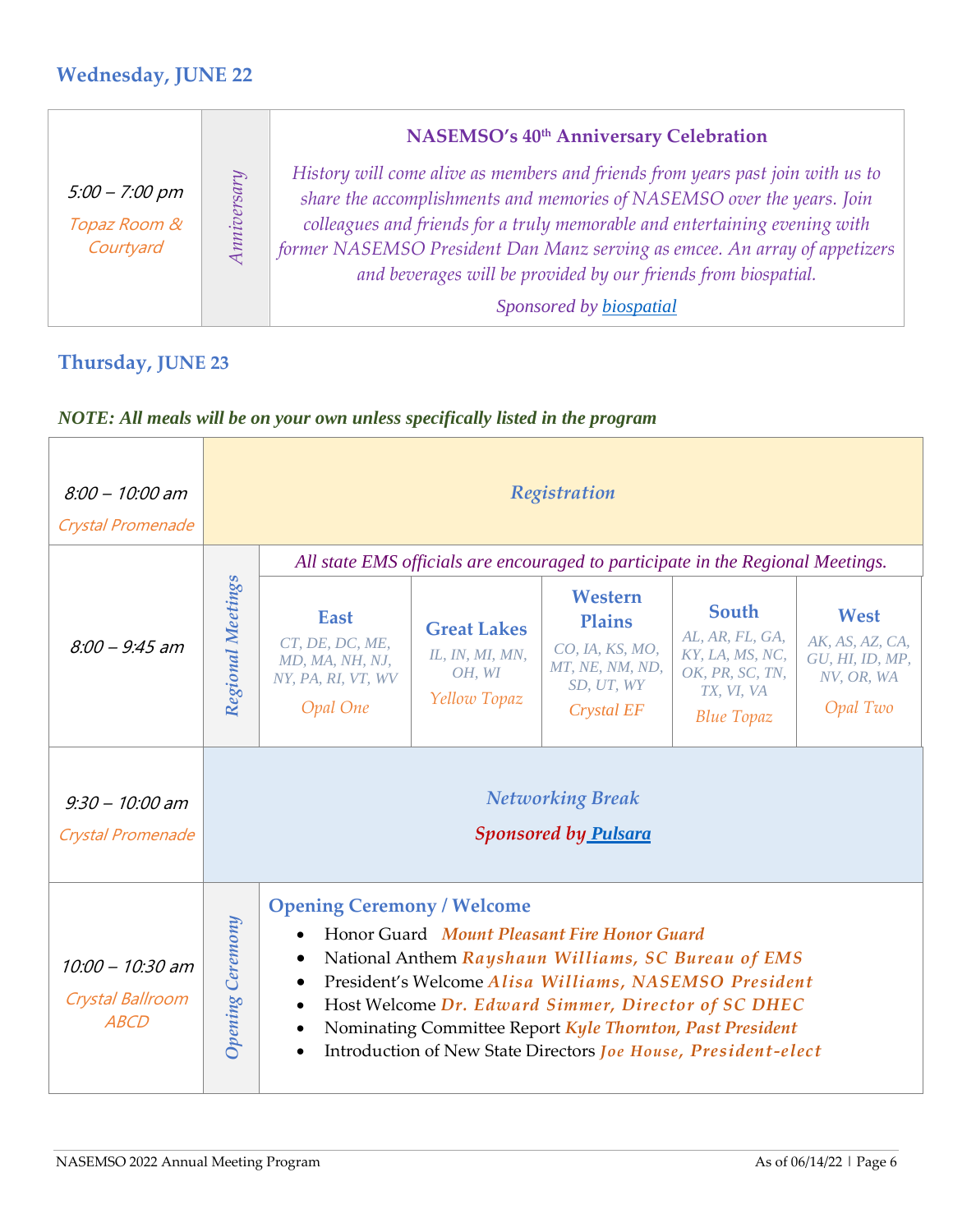## Wednesday, JUNE 22

| | | |
|---|---|---|
| 5:00 – 7:00 pm<br>Topaz Room & Courtyard | *Anniversary* | **NASEMSO's 40th Anniversary Celebration**<br>*History will come alive as members and friends from years past join with us to share the accomplishments and memories of NASEMSO over the years. Join colleagues and friends for a truly memorable and entertaining evening with former NASEMSO President Dan Manz serving as emcee. An array of appetizers and beverages will be provided by our friends from biospatial.*<br>*Sponsored by biospatial* |

## Thursday, JUNE 23

***NOTE: All meals will be on your own unless specifically listed in the program***

| | | | | | | |
|---|---|---|---|---|---|---|
| 8:00 – 10:00 am<br>Crystal Promenade | *Registration* | | | | | |
| 8:00 – 9:45 am | *Regional Meetings* | *All state EMS officials are encouraged to participate in the Regional Meetings.* | | | | |
| | | **East**<br>*CT, DE, DC, ME, MD, MA, NH, NJ, NY, PA, RI, VT, WV*<br>*Opal One* | **Great Lakes**<br>*IL, IN, MI, MN, OH, WI*<br>*Yellow Topaz* | **Western Plains**<br>*CO, IA, KS, MO, MT, NE, NM, ND, SD, UT, WY*<br>*Crystal EF* | **South**<br>*AL, AR, FL, GA, KY, LA, MS, NC, OK, PR, SC, TN, TX, VI, VA*<br>*Blue Topaz* | **West**<br>*AK, AS, AZ, CA, GU, HI, ID, MP, NV, OR, WA*<br>*Opal Two* |
| 9:30 – 10:00 am<br>Crystal Promenade | *Networking Break*<br>***Sponsored by Pulsara*** | | | | | |
| 10:00 – 10:30 am<br>Crystal Ballroom ABCD | *Opening Ceremony* | **Opening Ceremony / Welcome**<br>• Honor Guard ***Mount Pleasant Fire Honor Guard***<br>• National Anthem ***Rayshaun Williams, SC Bureau of EMS***<br>• President's Welcome ***Alisa Williams, NASEMSO President***<br>• Host Welcome ***Dr. Edward Simmer, Director of SC DHEC***<br>• Nominating Committee Report ***Kyle Thornton, Past President***<br>• Introduction of New State Directors ***Joe House, President-elect*** | | | | |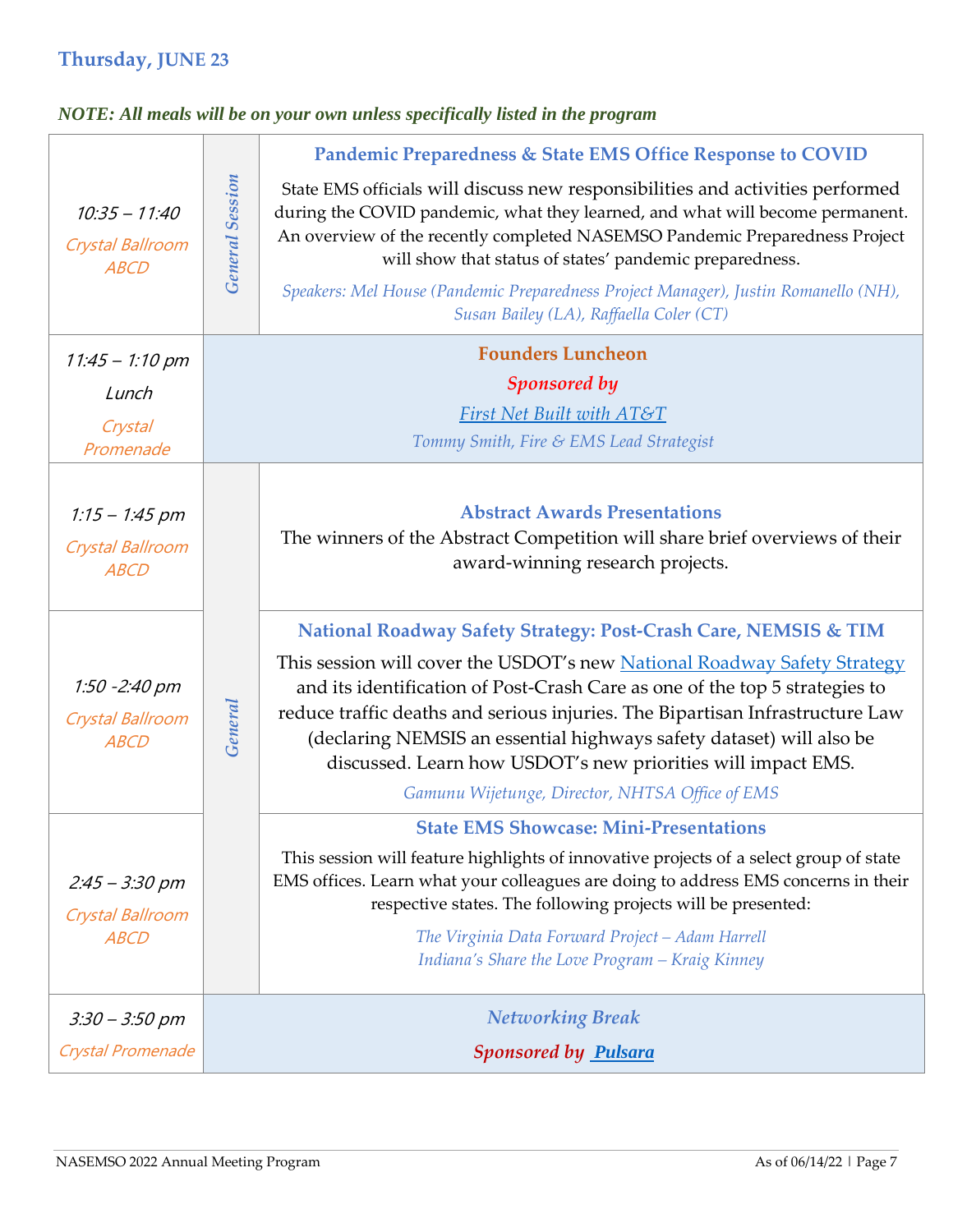## Thursday, JUNE 23

***NOTE: All meals will be on your own unless specifically listed in the program***

| Time / Location | Session | Details |
|---|---|---|
| *10:35 – 11:40*<br>*Crystal Ballroom ABCD* | *General Session* | **Pandemic Preparedness & State EMS Office Response to COVID**<br>State EMS officials will discuss new responsibilities and activities performed during the COVID pandemic, what they learned, and what will become permanent. An overview of the recently completed NASEMSO Pandemic Preparedness Project will show that status of states' pandemic preparedness.<br>*Speakers: Mel House (Pandemic Preparedness Project Manager), Justin Romanello (NH), Susan Bailey (LA), Raffaella Coler (CT)* |
| *11:45 – 1:10 pm*<br>*Lunch*<br>*Crystal Promenade* | | **Founders Luncheon**<br>***Sponsored by***<br>*First Net Built with AT&T*<br>*Tommy Smith, Fire & EMS Lead Strategist* |
| *1:15 – 1:45 pm*<br>*Crystal Ballroom ABCD* | *General* | **Abstract Awards Presentations**<br>The winners of the Abstract Competition will share brief overviews of their award-winning research projects. |
| *1:50 -2:40 pm*<br>*Crystal Ballroom ABCD* | *General* | **National Roadway Safety Strategy: Post-Crash Care, NEMSIS & TIM**<br>This session will cover the USDOT's new National Roadway Safety Strategy and its identification of Post-Crash Care as one of the top 5 strategies to reduce traffic deaths and serious injuries. The Bipartisan Infrastructure Law (declaring NEMSIS an essential highways safety dataset) will also be discussed. Learn how USDOT's new priorities will impact EMS.<br>*Gamunu Wijetunge, Director, NHTSA Office of EMS* |
| *2:45 – 3:30 pm*<br>*Crystal Ballroom ABCD* | *General* | **State EMS Showcase: Mini-Presentations**<br>This session will feature highlights of innovative projects of a select group of state EMS offices. Learn what your colleagues are doing to address EMS concerns in their respective states. The following projects will be presented:<br>*The Virginia Data Forward Project – Adam Harrell*<br>*Indiana's Share the Love Program – Kraig Kinney* |
| *3:30 – 3:50 pm*<br>*Crystal Promenade* | | ***Networking Break***<br>***Sponsored by Pulsara*** |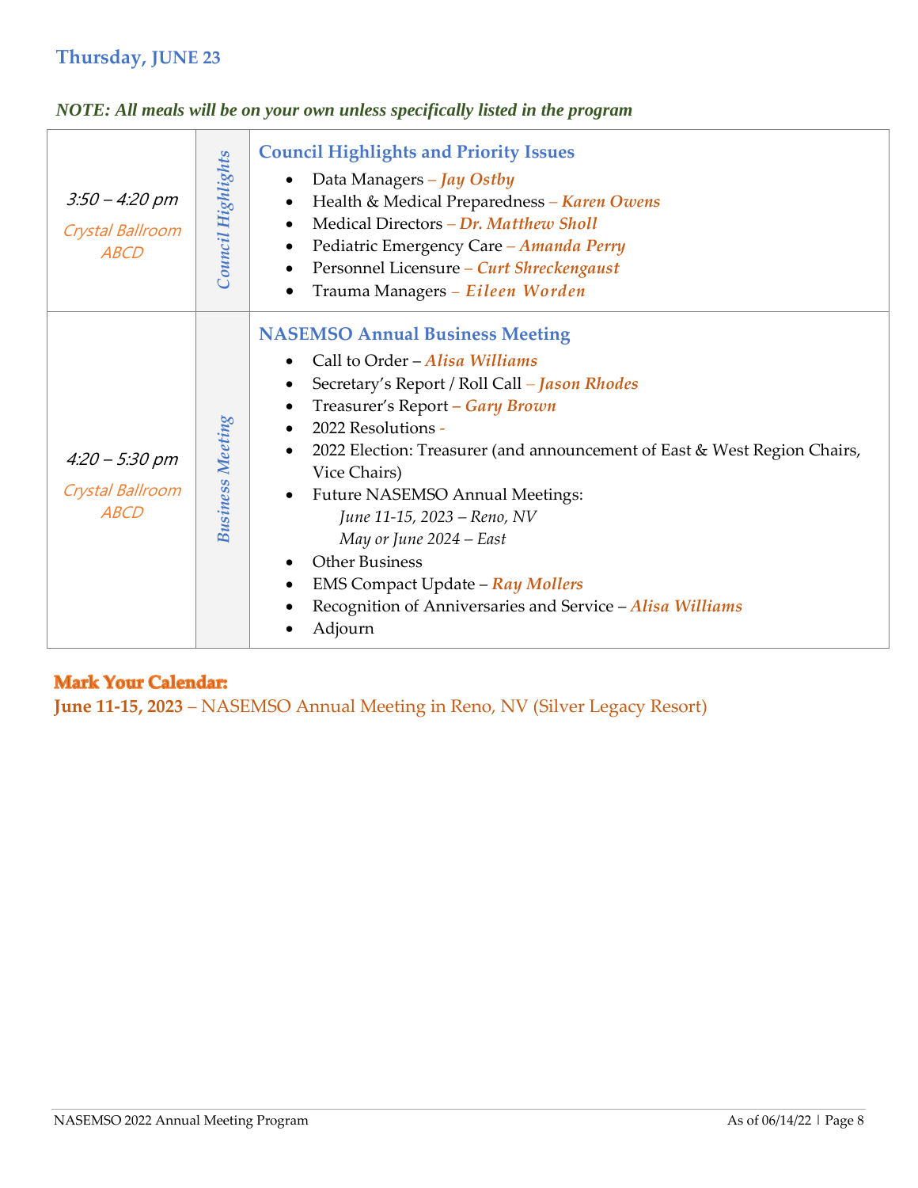## Thursday, JUNE 23

***NOTE: All meals will be on your own unless specifically listed in the program***

| | | |
|---|---|---|
| *3:50 – 4:20 pm*<br>*Crystal Ballroom ABCD* | *Council Highlights* | **Council Highlights and Priority Issues**<br>• Data Managers – ***Jay Ostby***<br>• Health & Medical Preparedness – ***Karen Owens***<br>• Medical Directors – ***Dr. Matthew Sholl***<br>• Pediatric Emergency Care – ***Amanda Perry***<br>• Personnel Licensure – ***Curt Shreckengaust***<br>• Trauma Managers – ***Eileen Worden*** |
| *4:20 – 5:30 pm*<br>*Crystal Ballroom ABCD* | *Business Meeting* | **NASEMSO Annual Business Meeting**<br>• Call to Order – ***Alisa Williams***<br>• Secretary's Report / Roll Call – ***Jason Rhodes***<br>• Treasurer's Report – ***Gary Brown***<br>• 2022 Resolutions -<br>• 2022 Election: Treasurer (and announcement of East & West Region Chairs, Vice Chairs)<br>• Future NASEMSO Annual Meetings:<br>*June 11-15, 2023 – Reno, NV*<br>*May or June 2024 – East*<br>• Other Business<br>• EMS Compact Update – ***Ray Mollers***<br>• Recognition of Anniversaries and Service – ***Alisa Williams***<br>• Adjourn |

**Mark Your Calendar:**

**June 11-15, 2023** – NASEMSO Annual Meeting in Reno, NV (Silver Legacy Resort)